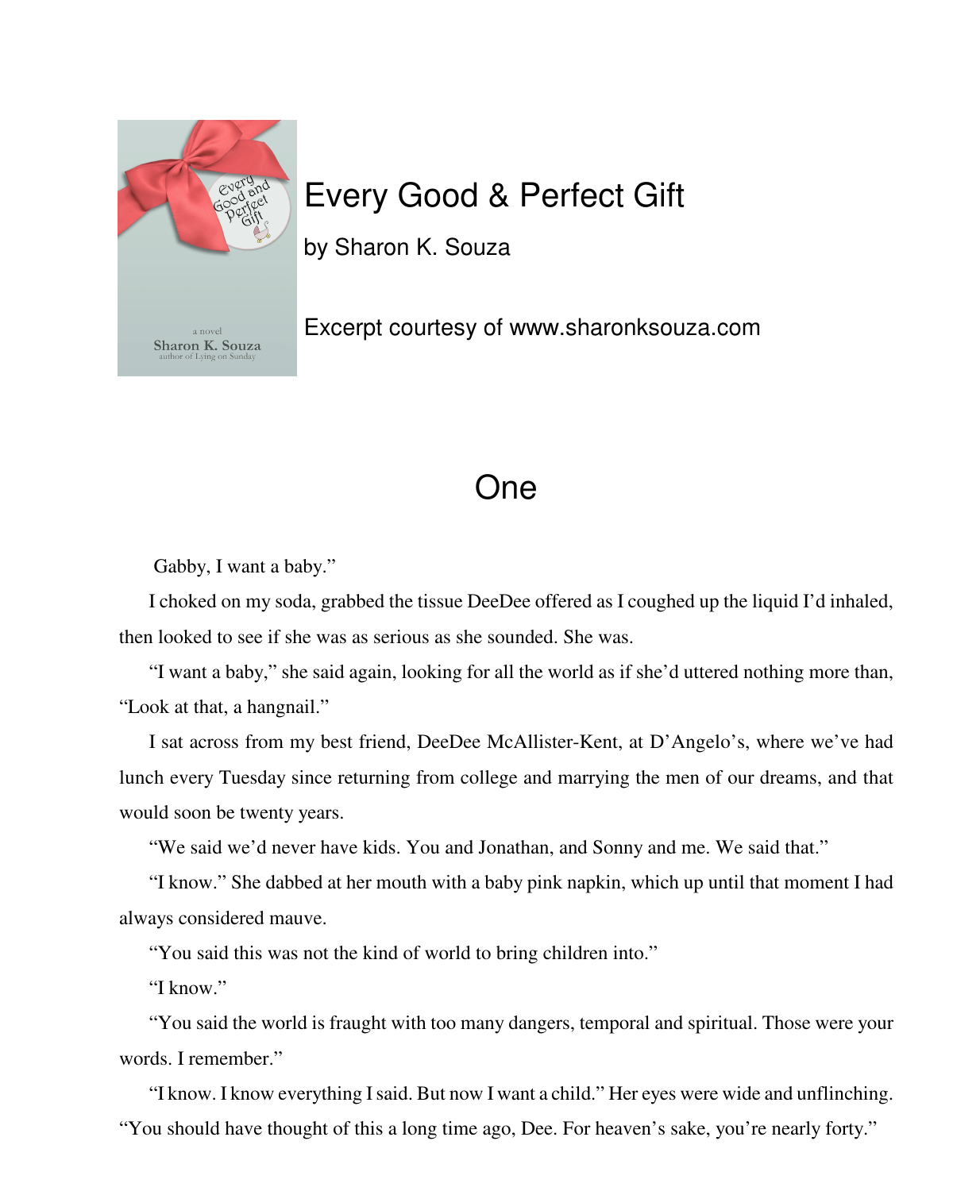# Every Good & Perfect Gift

by Sharon K. Souza

Excerpt courtesy of www.sharonksouza.com

## One

Gabby, I want a baby."

I choked on my soda, grabbed the tissue DeeDee offered as I coughed up the liquid I'd inhaled, then looked to see if she was as serious as she sounded. She was.

"I want a baby," she said again, looking for all the world as if she'd uttered nothing more than, "Look at that, a hangnail."

I sat across from my best friend, DeeDee McAllister-Kent, at D'Angelo's, where we've had lunch every Tuesday since returning from college and marrying the men of our dreams, and that would soon be twenty years.

"We said we'd never have kids. You and Jonathan, and Sonny and me. We said that."

"I know." She dabbed at her mouth with a baby pink napkin, which up until that moment I had always considered mauve.

"You said this was not the kind of world to bring children into."

"I know."

"You said the world is fraught with too many dangers, temporal and spiritual. Those were your words. I remember."

"I know. I know everything I said. But now I want a child." Her eyes were wide and unflinching.

"You should have thought of this a long time ago, Dee. For heaven's sake, you're nearly forty."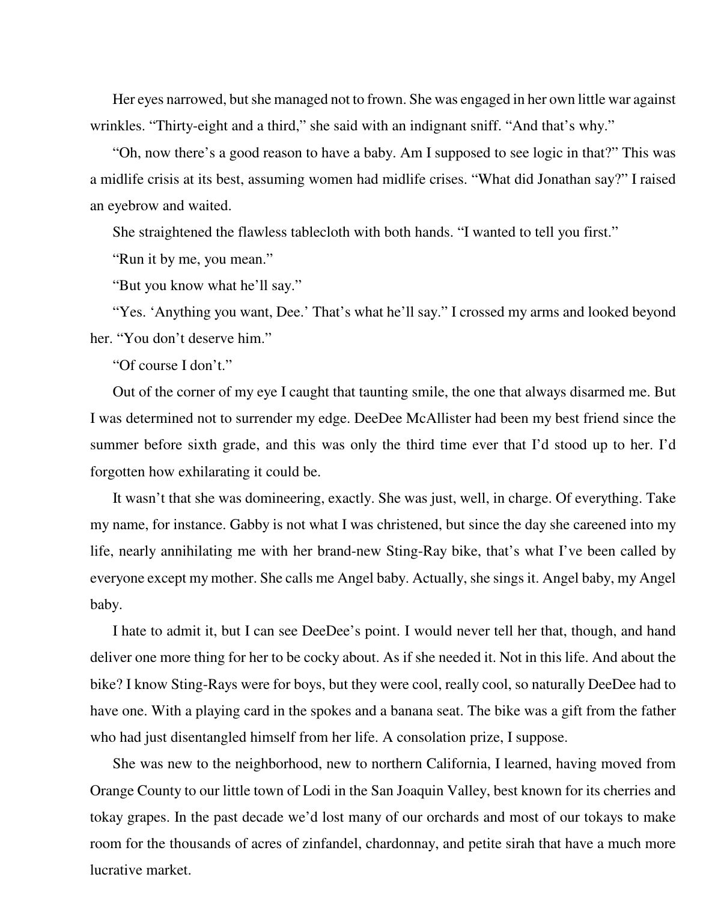Her eyes narrowed, but she managed not to frown. She was engaged in her own little war against wrinkles. “Thirty-eight and a third,” she said with an indignant sniff. “And that’s why.”

“Oh, now there’s a good reason to have a baby. Am I supposed to see logic in that?” This was a midlife crisis at its best, assuming women had midlife crises. “What did Jonathan say?” I raised an eyebrow and waited.

She straightened the flawless tablecloth with both hands. “I wanted to tell you first.”

“Run it by me, you mean.”

“But you know what he’ll say.”

“Yes. ‘Anything you want, Dee.’ That’s what he’ll say.” I crossed my arms and looked beyond her. “You don’t deserve him.”

“Of course I don’t.”

Out of the corner of my eye I caught that taunting smile, the one that always disarmed me. But I was determined not to surrender my edge. DeeDee McAllister had been my best friend since the summer before sixth grade, and this was only the third time ever that I’d stood up to her. I’d forgotten how exhilarating it could be.

It wasn’t that she was domineering, exactly. She was just, well, in charge. Of everything. Take my name, for instance. Gabby is not what I was christened, but since the day she careened into my life, nearly annihilating me with her brand-new Sting-Ray bike, that’s what I’ve been called by everyone except my mother. She calls me Angel baby. Actually, she sings it. Angel baby, my Angel baby.

I hate to admit it, but I can see DeeDee’s point. I would never tell her that, though, and hand deliver one more thing for her to be cocky about. As if she needed it. Not in this life. And about the bike? I know Sting-Rays were for boys, but they were cool, really cool, so naturally DeeDee had to have one. With a playing card in the spokes and a banana seat. The bike was a gift from the father who had just disentangled himself from her life. A consolation prize, I suppose.

She was new to the neighborhood, new to northern California, I learned, having moved from Orange County to our little town of Lodi in the San Joaquin Valley, best known for its cherries and tokay grapes. In the past decade we’d lost many of our orchards and most of our tokays to make room for the thousands of acres of zinfandel, chardonnay, and petite sirah that have a much more lucrative market.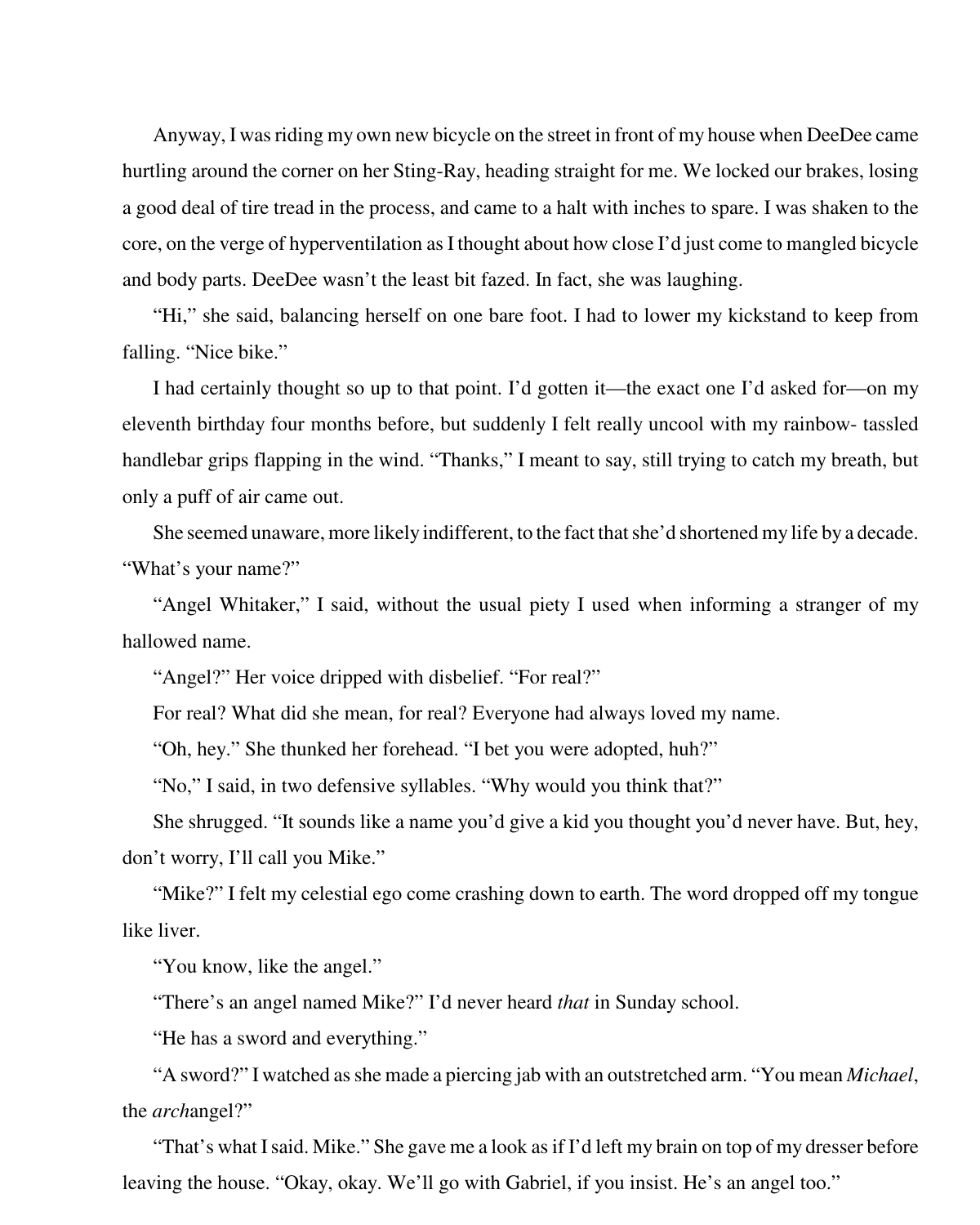Anyway, I was riding my own new bicycle on the street in front of my house when DeeDee came hurtling around the corner on her Sting-Ray, heading straight for me. We locked our brakes, losing a good deal of tire tread in the process, and came to a halt with inches to spare. I was shaken to the core, on the verge of hyperventilation as I thought about how close I'd just come to mangled bicycle and body parts. DeeDee wasn't the least bit fazed. In fact, she was laughing.

"Hi," she said, balancing herself on one bare foot. I had to lower my kickstand to keep from falling. "Nice bike."

I had certainly thought so up to that point. I'd gotten it—the exact one I'd asked for—on my eleventh birthday four months before, but suddenly I felt really uncool with my rainbow- tassled handlebar grips flapping in the wind. "Thanks," I meant to say, still trying to catch my breath, but only a puff of air came out.

She seemed unaware, more likely indifferent, to the fact that she'd shortened my life by a decade. "What's your name?"

"Angel Whitaker," I said, without the usual piety I used when informing a stranger of my hallowed name.

"Angel?" Her voice dripped with disbelief. "For real?"

For real? What did she mean, for real? Everyone had always loved my name.

"Oh, hey." She thunked her forehead. "I bet you were adopted, huh?"

"No," I said, in two defensive syllables. "Why would you think that?"

She shrugged. "It sounds like a name you'd give a kid you thought you'd never have. But, hey, don't worry, I'll call you Mike."

"Mike?" I felt my celestial ego come crashing down to earth. The word dropped off my tongue like liver.

"You know, like the angel."

"There's an angel named Mike?" I'd never heard *that* in Sunday school.

"He has a sword and everything."

"A sword?" I watched as she made a piercing jab with an outstretched arm. "You mean *Michael*, the *arch*angel?"

"That's what I said. Mike." She gave me a look as if I'd left my brain on top of my dresser before leaving the house. "Okay, okay. We'll go with Gabriel, if you insist. He's an angel too."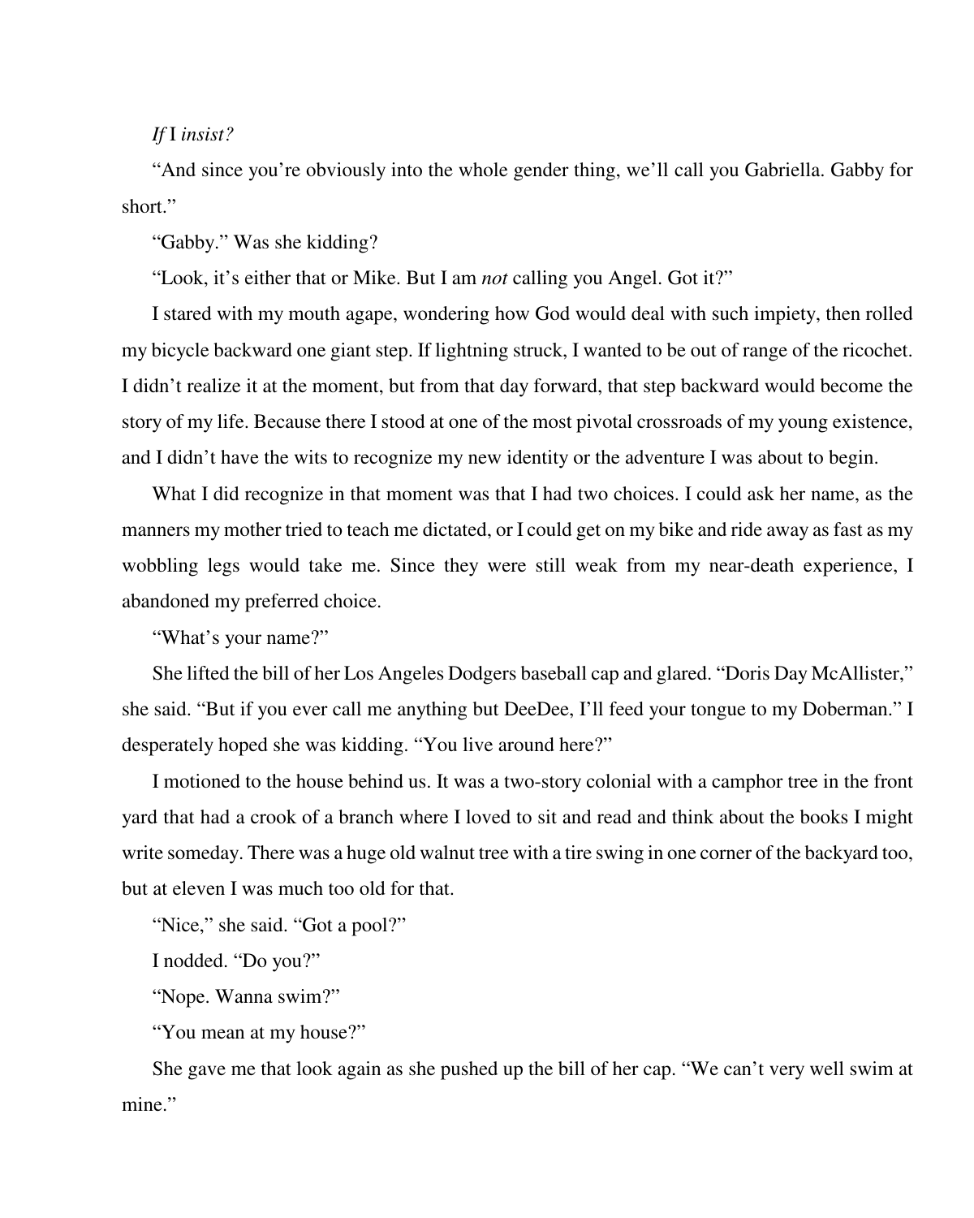*If* I *insist?*

“And since you’re obviously into the whole gender thing, we’ll call you Gabriella. Gabby for short.”

“Gabby.” Was she kidding?

“Look, it’s either that or Mike. But I am *not* calling you Angel. Got it?”

I stared with my mouth agape, wondering how God would deal with such impiety, then rolled my bicycle backward one giant step. If lightning struck, I wanted to be out of range of the ricochet. I didn’t realize it at the moment, but from that day forward, that step backward would become the story of my life. Because there I stood at one of the most pivotal crossroads of my young existence, and I didn’t have the wits to recognize my new identity or the adventure I was about to begin.

What I did recognize in that moment was that I had two choices. I could ask her name, as the manners my mother tried to teach me dictated, or I could get on my bike and ride away as fast as my wobbling legs would take me. Since they were still weak from my near-death experience, I abandoned my preferred choice.

“What’s your name?”

She lifted the bill of her Los Angeles Dodgers baseball cap and glared. “Doris Day McAllister,” she said. “But if you ever call me anything but DeeDee, I’ll feed your tongue to my Doberman.” I desperately hoped she was kidding. “You live around here?”

I motioned to the house behind us. It was a two-story colonial with a camphor tree in the front yard that had a crook of a branch where I loved to sit and read and think about the books I might write someday. There was a huge old walnut tree with a tire swing in one corner of the backyard too, but at eleven I was much too old for that.

“Nice,” she said. “Got a pool?”

I nodded. “Do you?”

“Nope. Wanna swim?”

“You mean at my house?”

She gave me that look again as she pushed up the bill of her cap. “We can’t very well swim at mine.”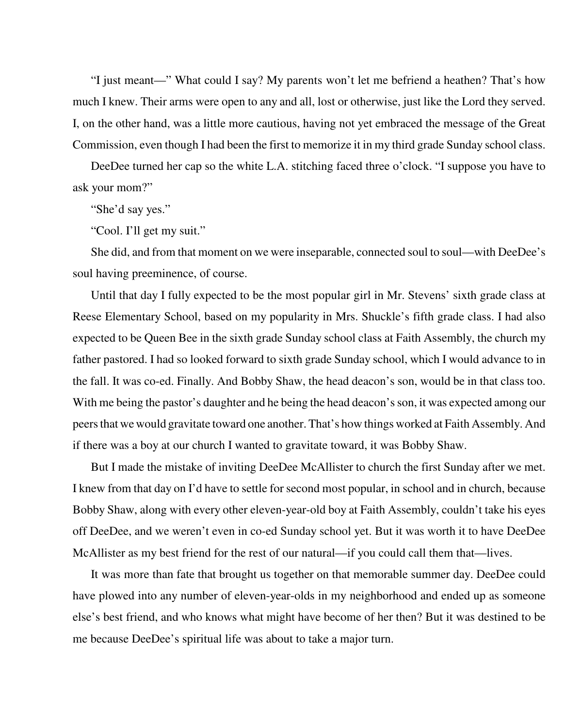"I just meant—" What could I say? My parents won't let me befriend a heathen? That's how much I knew. Their arms were open to any and all, lost or otherwise, just like the Lord they served. I, on the other hand, was a little more cautious, having not yet embraced the message of the Great Commission, even though I had been the first to memorize it in my third grade Sunday school class.

DeeDee turned her cap so the white L.A. stitching faced three o'clock. "I suppose you have to ask your mom?"

"She'd say yes."

"Cool. I'll get my suit."

She did, and from that moment on we were inseparable, connected soul to soul—with DeeDee's soul having preeminence, of course.

Until that day I fully expected to be the most popular girl in Mr. Stevens' sixth grade class at Reese Elementary School, based on my popularity in Mrs. Shuckle's fifth grade class. I had also expected to be Queen Bee in the sixth grade Sunday school class at Faith Assembly, the church my father pastored. I had so looked forward to sixth grade Sunday school, which I would advance to in the fall. It was co-ed. Finally. And Bobby Shaw, the head deacon's son, would be in that class too. With me being the pastor's daughter and he being the head deacon's son, it was expected among our peers that we would gravitate toward one another. That's how things worked at Faith Assembly. And if there was a boy at our church I wanted to gravitate toward, it was Bobby Shaw.

But I made the mistake of inviting DeeDee McAllister to church the first Sunday after we met. I knew from that day on I'd have to settle for second most popular, in school and in church, because Bobby Shaw, along with every other eleven-year-old boy at Faith Assembly, couldn't take his eyes off DeeDee, and we weren't even in co-ed Sunday school yet. But it was worth it to have DeeDee McAllister as my best friend for the rest of our natural—if you could call them that—lives.

It was more than fate that brought us together on that memorable summer day. DeeDee could have plowed into any number of eleven-year-olds in my neighborhood and ended up as someone else's best friend, and who knows what might have become of her then? But it was destined to be me because DeeDee's spiritual life was about to take a major turn.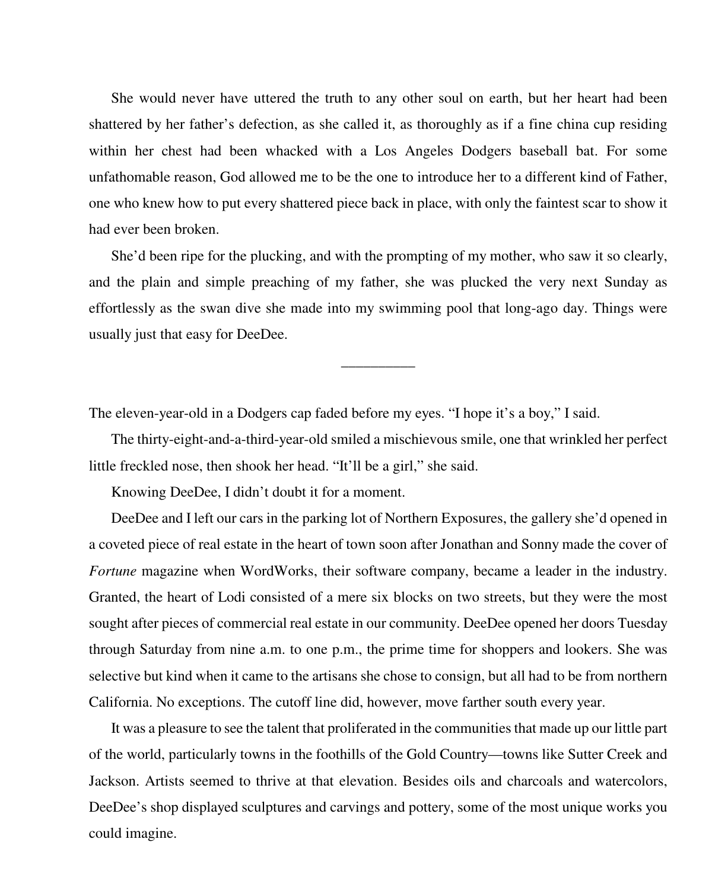She would never have uttered the truth to any other soul on earth, but her heart had been shattered by her father's defection, as she called it, as thoroughly as if a fine china cup residing within her chest had been whacked with a Los Angeles Dodgers baseball bat. For some unfathomable reason, God allowed me to be the one to introduce her to a different kind of Father, one who knew how to put every shattered piece back in place, with only the faintest scar to show it had ever been broken.

She'd been ripe for the plucking, and with the prompting of my mother, who saw it so clearly, and the plain and simple preaching of my father, she was plucked the very next Sunday as effortlessly as the swan dive she made into my swimming pool that long-ago day. Things were usually just that easy for DeeDee.

---

The eleven-year-old in a Dodgers cap faded before my eyes. "I hope it's a boy," I said.

The thirty-eight-and-a-third-year-old smiled a mischievous smile, one that wrinkled her perfect little freckled nose, then shook her head. "It'll be a girl," she said.

Knowing DeeDee, I didn't doubt it for a moment.

DeeDee and I left our cars in the parking lot of Northern Exposures, the gallery she'd opened in a coveted piece of real estate in the heart of town soon after Jonathan and Sonny made the cover of *Fortune* magazine when WordWorks, their software company, became a leader in the industry. Granted, the heart of Lodi consisted of a mere six blocks on two streets, but they were the most sought after pieces of commercial real estate in our community. DeeDee opened her doors Tuesday through Saturday from nine a.m. to one p.m., the prime time for shoppers and lookers. She was selective but kind when it came to the artisans she chose to consign, but all had to be from northern California. No exceptions. The cutoff line did, however, move farther south every year.

It was a pleasure to see the talent that proliferated in the communities that made up our little part of the world, particularly towns in the foothills of the Gold Country—towns like Sutter Creek and Jackson. Artists seemed to thrive at that elevation. Besides oils and charcoals and watercolors, DeeDee's shop displayed sculptures and carvings and pottery, some of the most unique works you could imagine.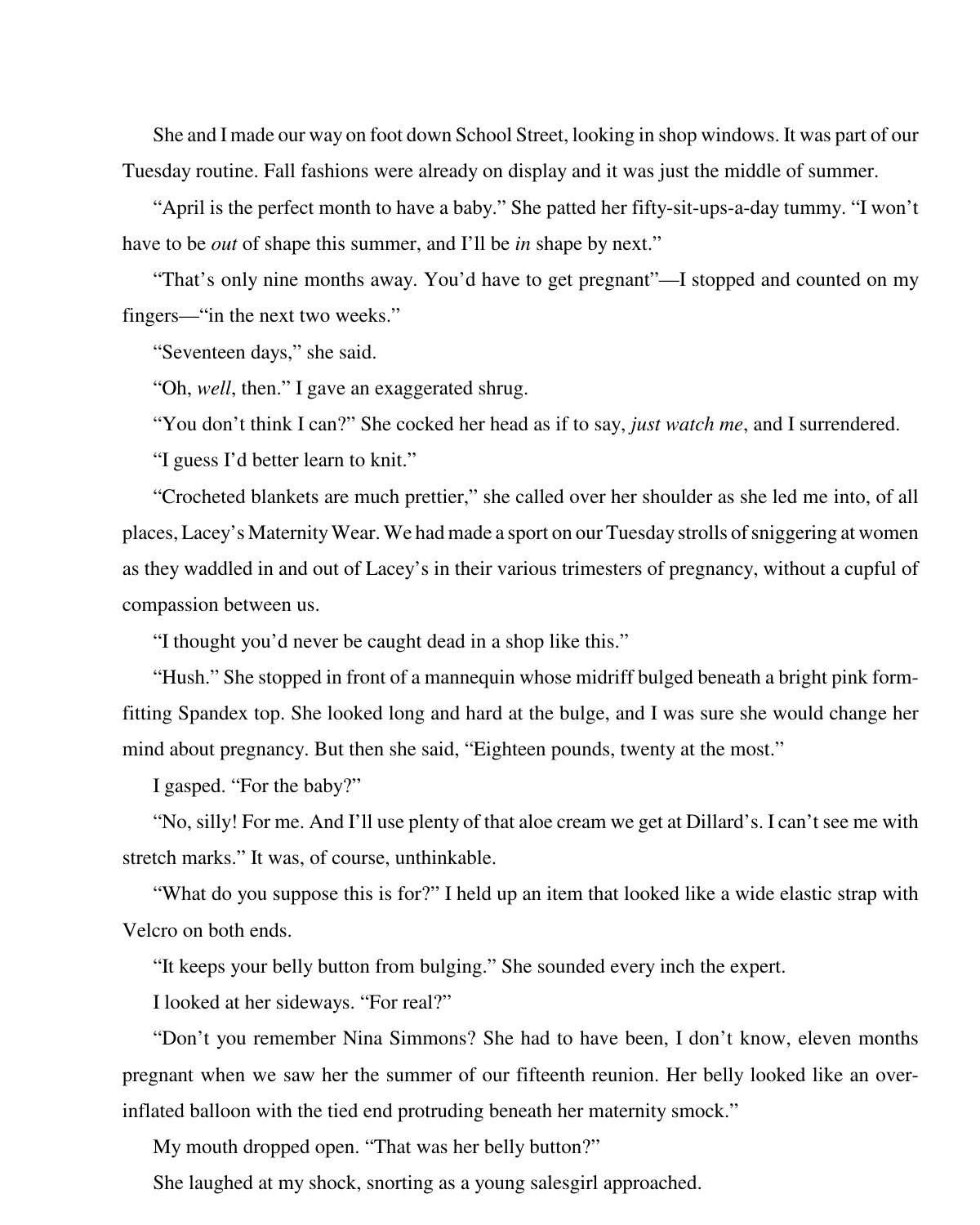She and I made our way on foot down School Street, looking in shop windows. It was part of our Tuesday routine. Fall fashions were already on display and it was just the middle of summer.

"April is the perfect month to have a baby." She patted her fifty-sit-ups-a-day tummy. "I won't have to be *out* of shape this summer, and I'll be *in* shape by next."

"That's only nine months away. You'd have to get pregnant"—I stopped and counted on my fingers—"in the next two weeks."

"Seventeen days," she said.

"Oh, *well*, then." I gave an exaggerated shrug.

"You don't think I can?" She cocked her head as if to say, *just watch me*, and I surrendered.

"I guess I'd better learn to knit."

"Crocheted blankets are much prettier," she called over her shoulder as she led me into, of all places, Lacey's Maternity Wear. We had made a sport on our Tuesday strolls of sniggering at women as they waddled in and out of Lacey's in their various trimesters of pregnancy, without a cupful of compassion between us.

"I thought you'd never be caught dead in a shop like this."

"Hush." She stopped in front of a mannequin whose midriff bulged beneath a bright pink form-fitting Spandex top. She looked long and hard at the bulge, and I was sure she would change her mind about pregnancy. But then she said, "Eighteen pounds, twenty at the most."

I gasped. "For the baby?"

"No, silly! For me. And I'll use plenty of that aloe cream we get at Dillard's. I can't see me with stretch marks." It was, of course, unthinkable.

"What do you suppose this is for?" I held up an item that looked like a wide elastic strap with Velcro on both ends.

"It keeps your belly button from bulging." She sounded every inch the expert.

I looked at her sideways. "For real?"

"Don't you remember Nina Simmons? She had to have been, I don't know, eleven months pregnant when we saw her the summer of our fifteenth reunion. Her belly looked like an over-inflated balloon with the tied end protruding beneath her maternity smock."

My mouth dropped open. "That was her belly button?"

She laughed at my shock, snorting as a young salesgirl approached.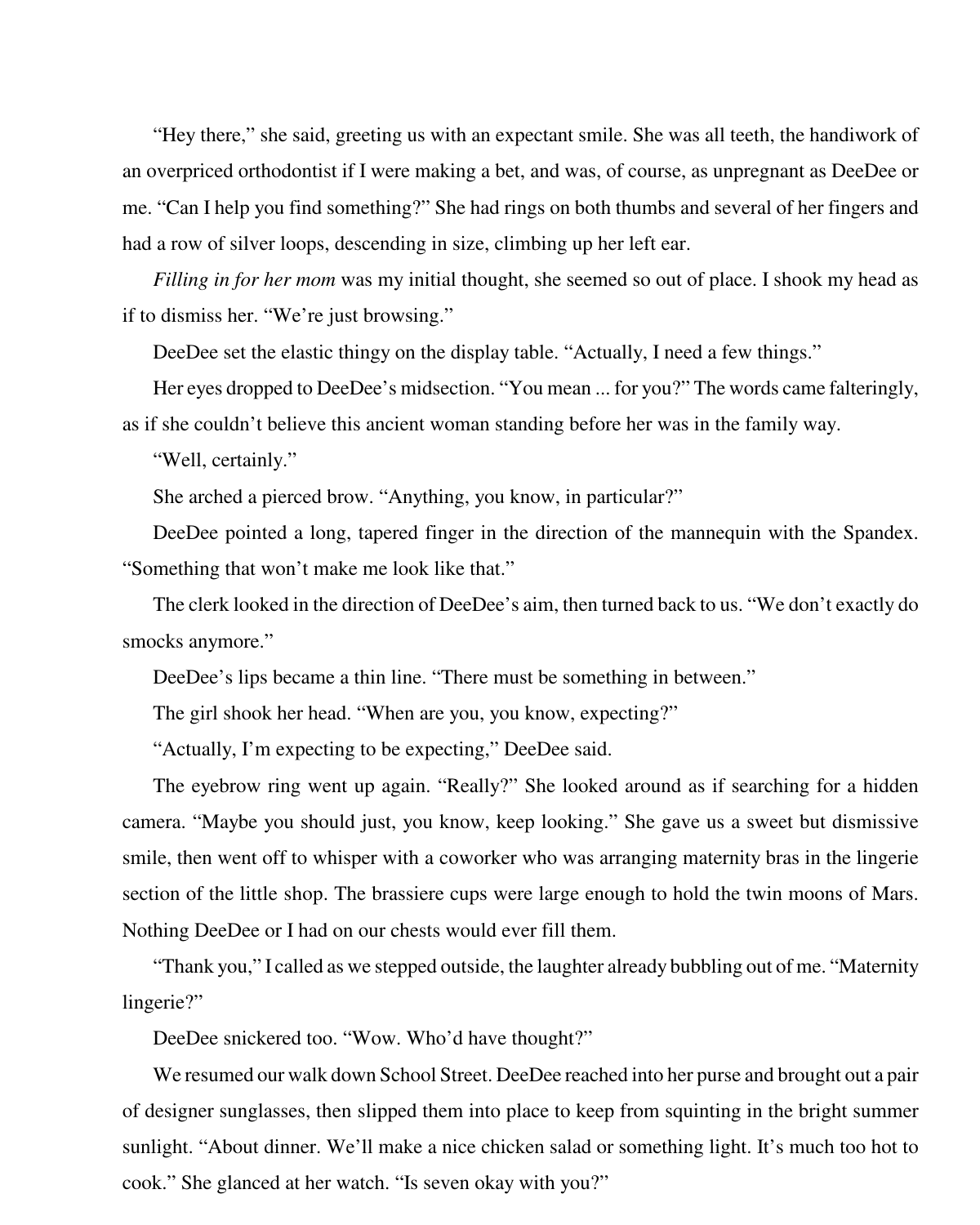"Hey there," she said, greeting us with an expectant smile. She was all teeth, the handiwork of an overpriced orthodontist if I were making a bet, and was, of course, as unpregnant as DeeDee or me. "Can I help you find something?" She had rings on both thumbs and several of her fingers and had a row of silver loops, descending in size, climbing up her left ear.

*Filling in for her mom* was my initial thought, she seemed so out of place. I shook my head as if to dismiss her. "We're just browsing."

DeeDee set the elastic thingy on the display table. "Actually, I need a few things."

Her eyes dropped to DeeDee's midsection. "You mean ... for you?" The words came falteringly, as if she couldn't believe this ancient woman standing before her was in the family way.

"Well, certainly."

She arched a pierced brow. "Anything, you know, in particular?"

DeeDee pointed a long, tapered finger in the direction of the mannequin with the Spandex. "Something that won't make me look like that."

The clerk looked in the direction of DeeDee's aim, then turned back to us. "We don't exactly do smocks anymore."

DeeDee's lips became a thin line. "There must be something in between."

The girl shook her head. "When are you, you know, expecting?"

"Actually, I'm expecting to be expecting," DeeDee said.

The eyebrow ring went up again. "Really?" She looked around as if searching for a hidden camera. "Maybe you should just, you know, keep looking." She gave us a sweet but dismissive smile, then went off to whisper with a coworker who was arranging maternity bras in the lingerie section of the little shop. The brassiere cups were large enough to hold the twin moons of Mars. Nothing DeeDee or I had on our chests would ever fill them.

"Thank you," I called as we stepped outside, the laughter already bubbling out of me. "Maternity lingerie?"

DeeDee snickered too. "Wow. Who'd have thought?"

We resumed our walk down School Street. DeeDee reached into her purse and brought out a pair of designer sunglasses, then slipped them into place to keep from squinting in the bright summer sunlight. "About dinner. We'll make a nice chicken salad or something light. It's much too hot to cook." She glanced at her watch. "Is seven okay with you?"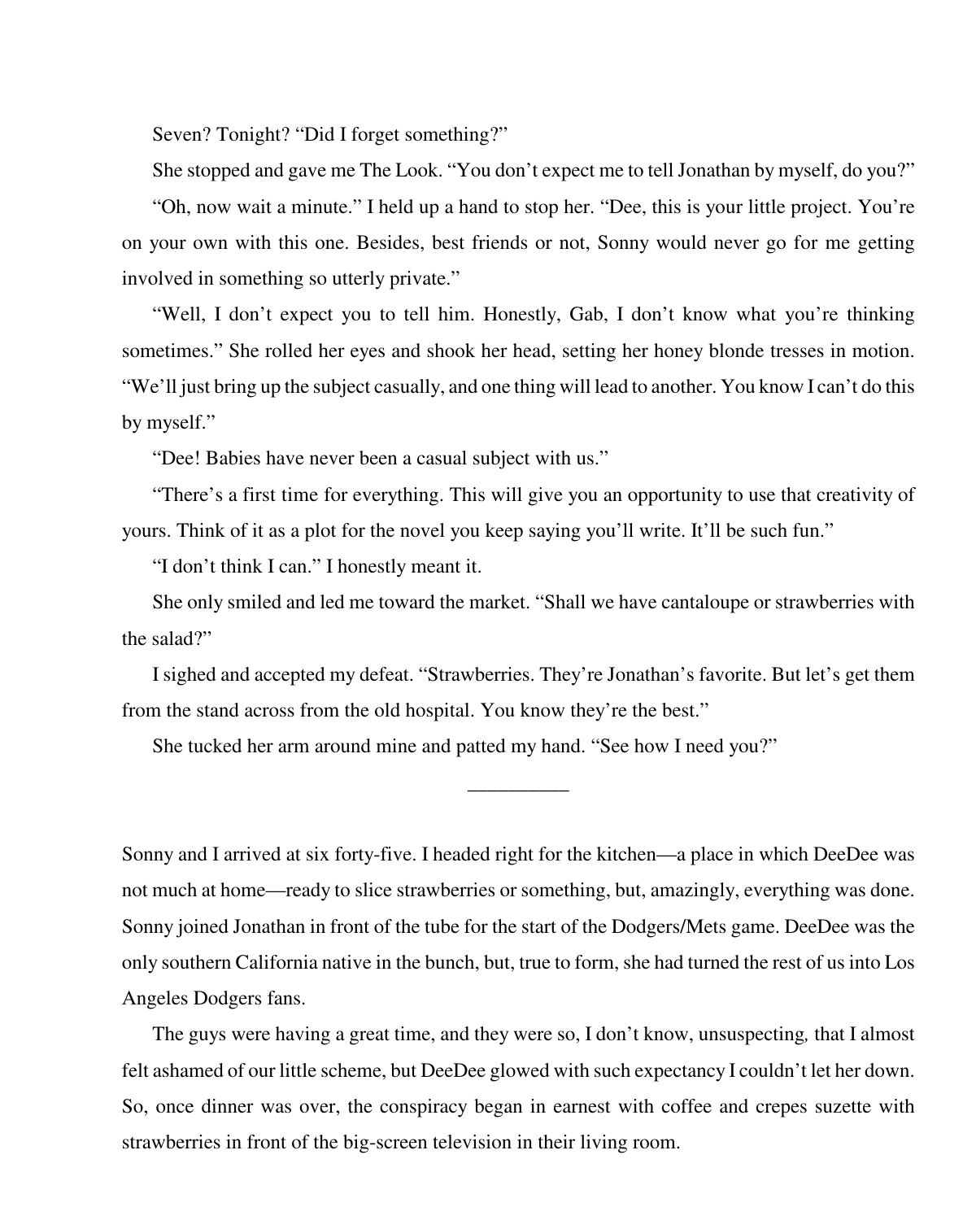Seven? Tonight? "Did I forget something?"

She stopped and gave me The Look. "You don't expect me to tell Jonathan by myself, do you?"

"Oh, now wait a minute." I held up a hand to stop her. "Dee, this is your little project. You're on your own with this one. Besides, best friends or not, Sonny would never go for me getting involved in something so utterly private."

"Well, I don't expect you to tell him. Honestly, Gab, I don't know what you're thinking sometimes." She rolled her eyes and shook her head, setting her honey blonde tresses in motion. "We'll just bring up the subject casually, and one thing will lead to another. You know I can't do this by myself."

"Dee! Babies have never been a casual subject with us."

"There's a first time for everything. This will give you an opportunity to use that creativity of yours. Think of it as a plot for the novel you keep saying you'll write. It'll be such fun."

"I don't think I can." I honestly meant it.

She only smiled and led me toward the market. "Shall we have cantaloupe or strawberries with the salad?"

I sighed and accepted my defeat. "Strawberries. They're Jonathan's favorite. But let's get them from the stand across from the old hospital. You know they're the best."

She tucked her arm around mine and patted my hand. "See how I need you?"

---

Sonny and I arrived at six forty-five. I headed right for the kitchen—a place in which DeeDee was not much at home—ready to slice strawberries or something, but, amazingly, everything was done. Sonny joined Jonathan in front of the tube for the start of the Dodgers/Mets game. DeeDee was the only southern California native in the bunch, but, true to form, she had turned the rest of us into Los Angeles Dodgers fans.

The guys were having a great time, and they were so, I don't know, unsuspecting, that I almost felt ashamed of our little scheme, but DeeDee glowed with such expectancy I couldn't let her down. So, once dinner was over, the conspiracy began in earnest with coffee and crepes suzette with strawberries in front of the big-screen television in their living room.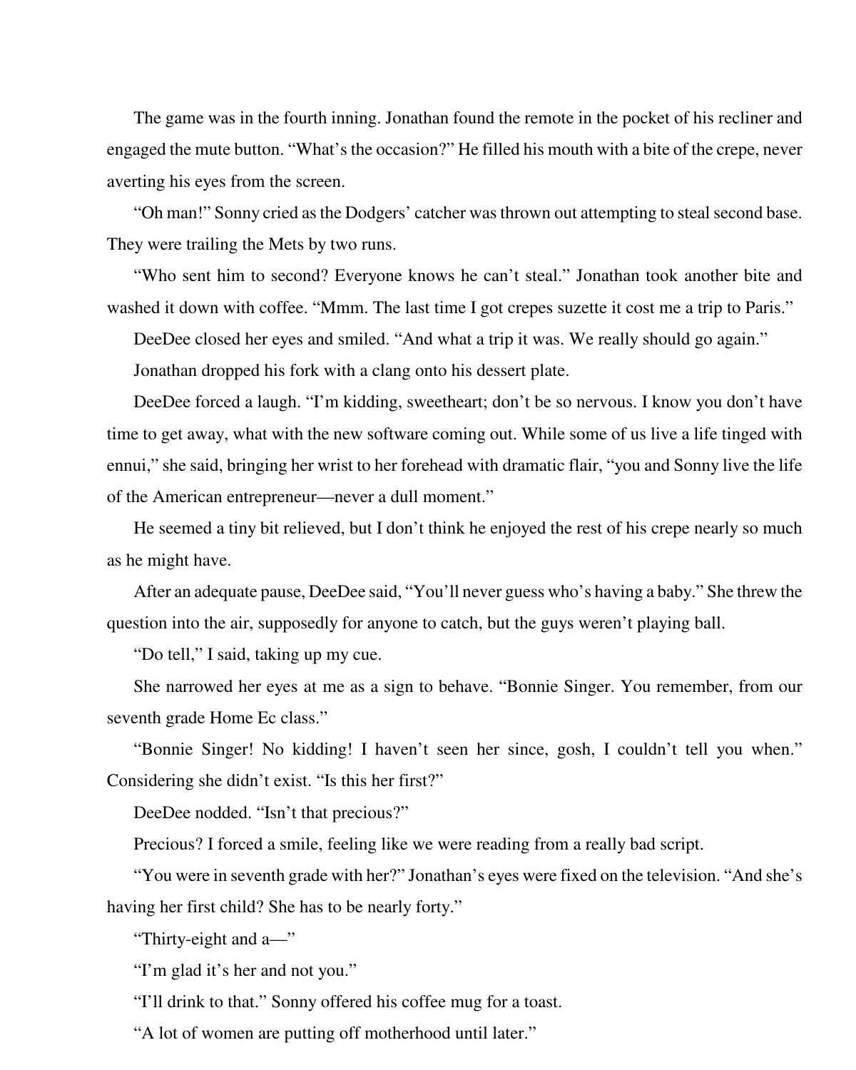The game was in the fourth inning. Jonathan found the remote in the pocket of his recliner and engaged the mute button. "What's the occasion?" He filled his mouth with a bite of the crepe, never averting his eyes from the screen.

"Oh man!" Sonny cried as the Dodgers' catcher was thrown out attempting to steal second base. They were trailing the Mets by two runs.

"Who sent him to second? Everyone knows he can't steal." Jonathan took another bite and washed it down with coffee. "Mmm. The last time I got crepes suzette it cost me a trip to Paris."

DeeDee closed her eyes and smiled. "And what a trip it was. We really should go again."

Jonathan dropped his fork with a clang onto his dessert plate.

DeeDee forced a laugh. "I'm kidding, sweetheart; don't be so nervous. I know you don't have time to get away, what with the new software coming out. While some of us live a life tinged with ennui," she said, bringing her wrist to her forehead with dramatic flair, "you and Sonny live the life of the American entrepreneur—never a dull moment."

He seemed a tiny bit relieved, but I don't think he enjoyed the rest of his crepe nearly so much as he might have.

After an adequate pause, DeeDee said, "You'll never guess who's having a baby." She threw the question into the air, supposedly for anyone to catch, but the guys weren't playing ball.

"Do tell," I said, taking up my cue.

She narrowed her eyes at me as a sign to behave. "Bonnie Singer. You remember, from our seventh grade Home Ec class."

"Bonnie Singer! No kidding! I haven't seen her since, gosh, I couldn't tell you when." Considering she didn't exist. "Is this her first?"

DeeDee nodded. "Isn't that precious?"

Precious? I forced a smile, feeling like we were reading from a really bad script.

"You were in seventh grade with her?" Jonathan's eyes were fixed on the television. "And she's having her first child? She has to be nearly forty."

"Thirty-eight and a—"

"I'm glad it's her and not you."

"I'll drink to that." Sonny offered his coffee mug for a toast.

"A lot of women are putting off motherhood until later."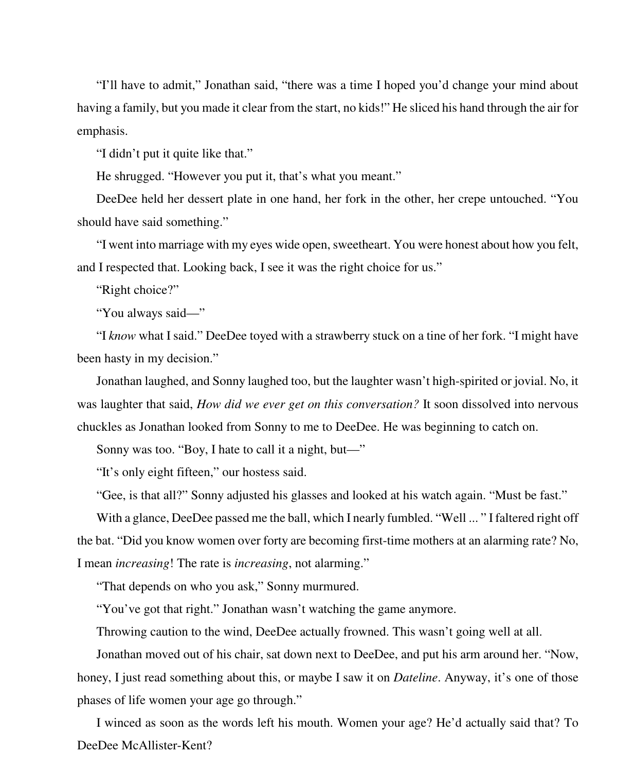"I'll have to admit," Jonathan said, "there was a time I hoped you'd change your mind about having a family, but you made it clear from the start, no kids!" He sliced his hand through the air for emphasis.

"I didn't put it quite like that."

He shrugged. "However you put it, that's what you meant."

DeeDee held her dessert plate in one hand, her fork in the other, her crepe untouched. "You should have said something."

"I went into marriage with my eyes wide open, sweetheart. You were honest about how you felt, and I respected that. Looking back, I see it was the right choice for us."

"Right choice?"

"You always said—"

"I *know* what I said." DeeDee toyed with a strawberry stuck on a tine of her fork. "I might have been hasty in my decision."

Jonathan laughed, and Sonny laughed too, but the laughter wasn't high-spirited or jovial. No, it was laughter that said, *How did we ever get on this conversation?* It soon dissolved into nervous chuckles as Jonathan looked from Sonny to me to DeeDee. He was beginning to catch on.

Sonny was too. "Boy, I hate to call it a night, but—"

"It's only eight fifteen," our hostess said.

"Gee, is that all?" Sonny adjusted his glasses and looked at his watch again. "Must be fast."

With a glance, DeeDee passed me the ball, which I nearly fumbled. "Well ... " I faltered right off the bat. "Did you know women over forty are becoming first-time mothers at an alarming rate? No, I mean *increasing*! The rate is *increasing*, not alarming."

"That depends on who you ask," Sonny murmured.

"You've got that right." Jonathan wasn't watching the game anymore.

Throwing caution to the wind, DeeDee actually frowned. This wasn't going well at all.

Jonathan moved out of his chair, sat down next to DeeDee, and put his arm around her. "Now, honey, I just read something about this, or maybe I saw it on *Dateline*. Anyway, it's one of those phases of life women your age go through."

I winced as soon as the words left his mouth. Women your age? He'd actually said that? To DeeDee McAllister-Kent?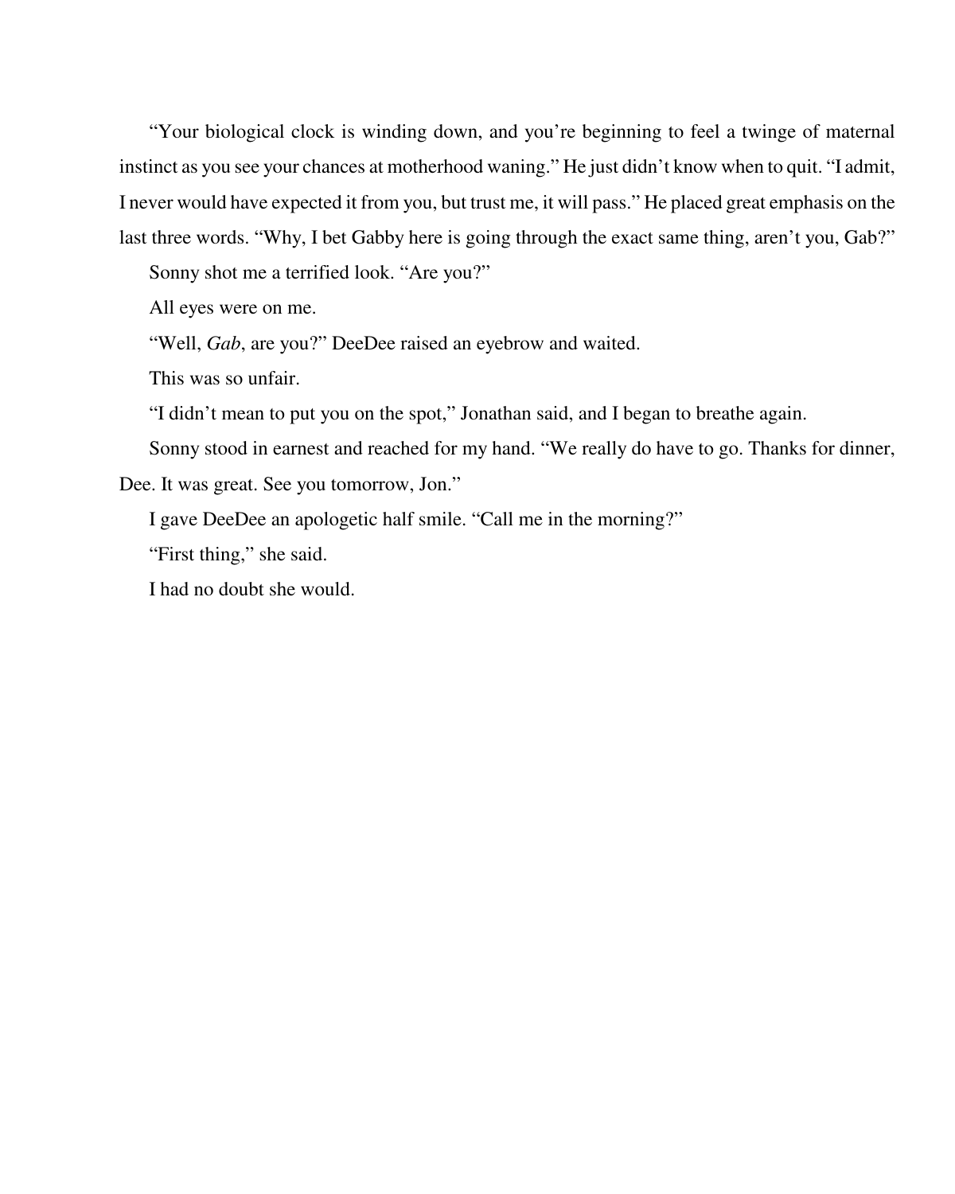"Your biological clock is winding down, and you're beginning to feel a twinge of maternal instinct as you see your chances at motherhood waning." He just didn't know when to quit. "I admit, I never would have expected it from you, but trust me, it will pass." He placed great emphasis on the last three words. "Why, I bet Gabby here is going through the exact same thing, aren't you, Gab?"

Sonny shot me a terrified look. "Are you?"

All eyes were on me.

"Well, *Gab*, are you?" DeeDee raised an eyebrow and waited.

This was so unfair.

"I didn't mean to put you on the spot," Jonathan said, and I began to breathe again.

Sonny stood in earnest and reached for my hand. "We really do have to go. Thanks for dinner, Dee. It was great. See you tomorrow, Jon."

I gave DeeDee an apologetic half smile. "Call me in the morning?"

"First thing," she said.

I had no doubt she would.